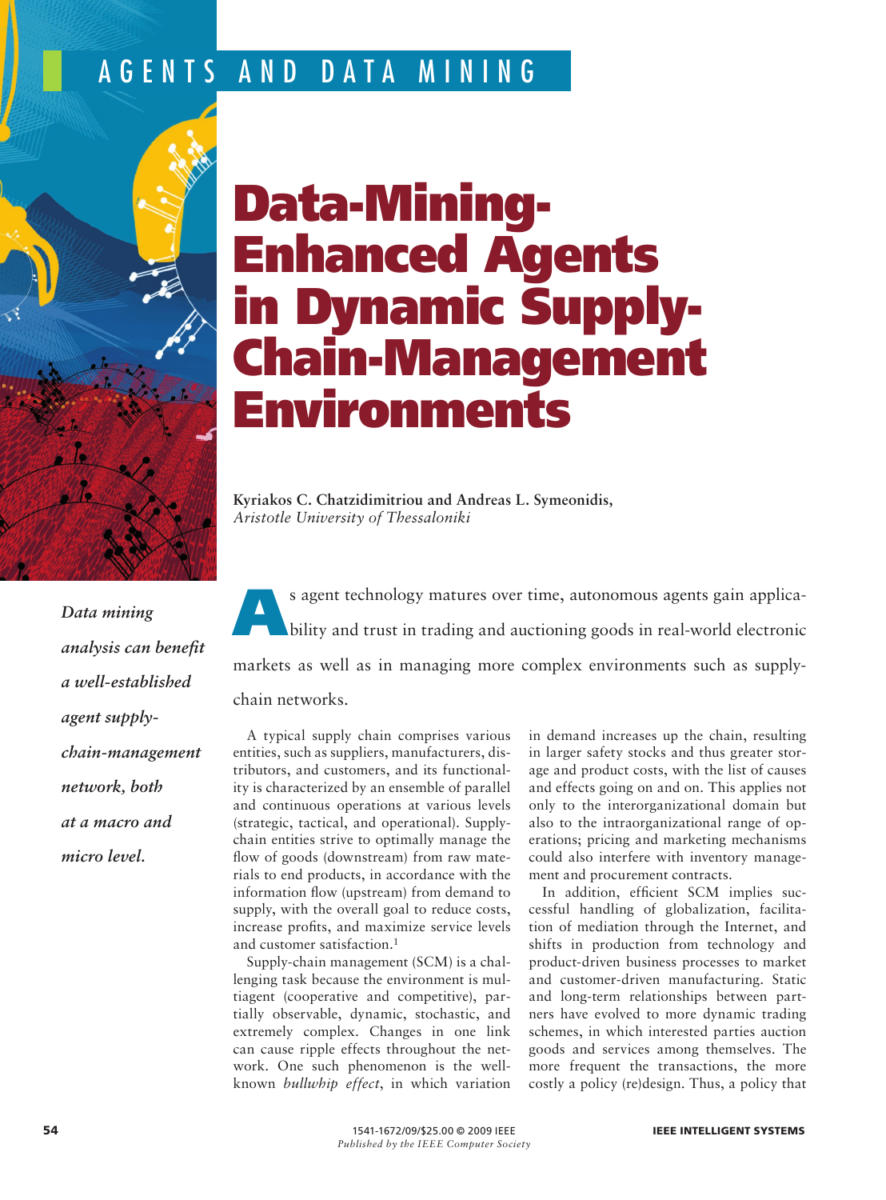AGENTS AND DATA MINING

# Data-Mining-Enhanced Agents in Dynamic Supply-Chain-Management Environments

**Kyriakos C. Chatzidimitriou and Andreas L. Symeonidis,**
*Aristotle University of Thessaloniki*

***Data mining analysis can benefit a well-established agent supply-chain-management network, both at a macro and micro level.***

As agent technology matures over time, autonomous agents gain applicability and trust in trading and auctioning goods in real-world electronic markets as well as in managing more complex environments such as supply-chain networks.

A typical supply chain comprises various entities, such as suppliers, manufacturers, distributors, and customers, and its functionality is characterized by an ensemble of parallel and continuous operations at various levels (strategic, tactical, and operational). Supply-chain entities strive to optimally manage the flow of goods (downstream) from raw materials to end products, in accordance with the information flow (upstream) from demand to supply, with the overall goal to reduce costs, increase profits, and maximize service levels and customer satisfaction.[1]

Supply-chain management (SCM) is a challenging task because the environment is multiagent (cooperative and competitive), partially observable, dynamic, stochastic, and extremely complex. Changes in one link can cause ripple effects throughout the network. One such phenomenon is the well-known *bullwhip effect*, in which variation in demand increases up the chain, resulting in larger safety stocks and thus greater storage and product costs, with the list of causes and effects going on and on. This applies not only to the interorganizational domain but also to the intraorganizational range of operations; pricing and marketing mechanisms could also interfere with inventory management and procurement contracts.

In addition, efficient SCM implies successful handling of globalization, facilitation of mediation through the Internet, and shifts in production from technology and product-driven business processes to market and customer-driven manufacturing. Static and long-term relationships between partners have evolved to more dynamic trading schemes, in which interested parties auction goods and services among themselves. The more frequent the transactions, the more costly a policy (re)design. Thus, a policy that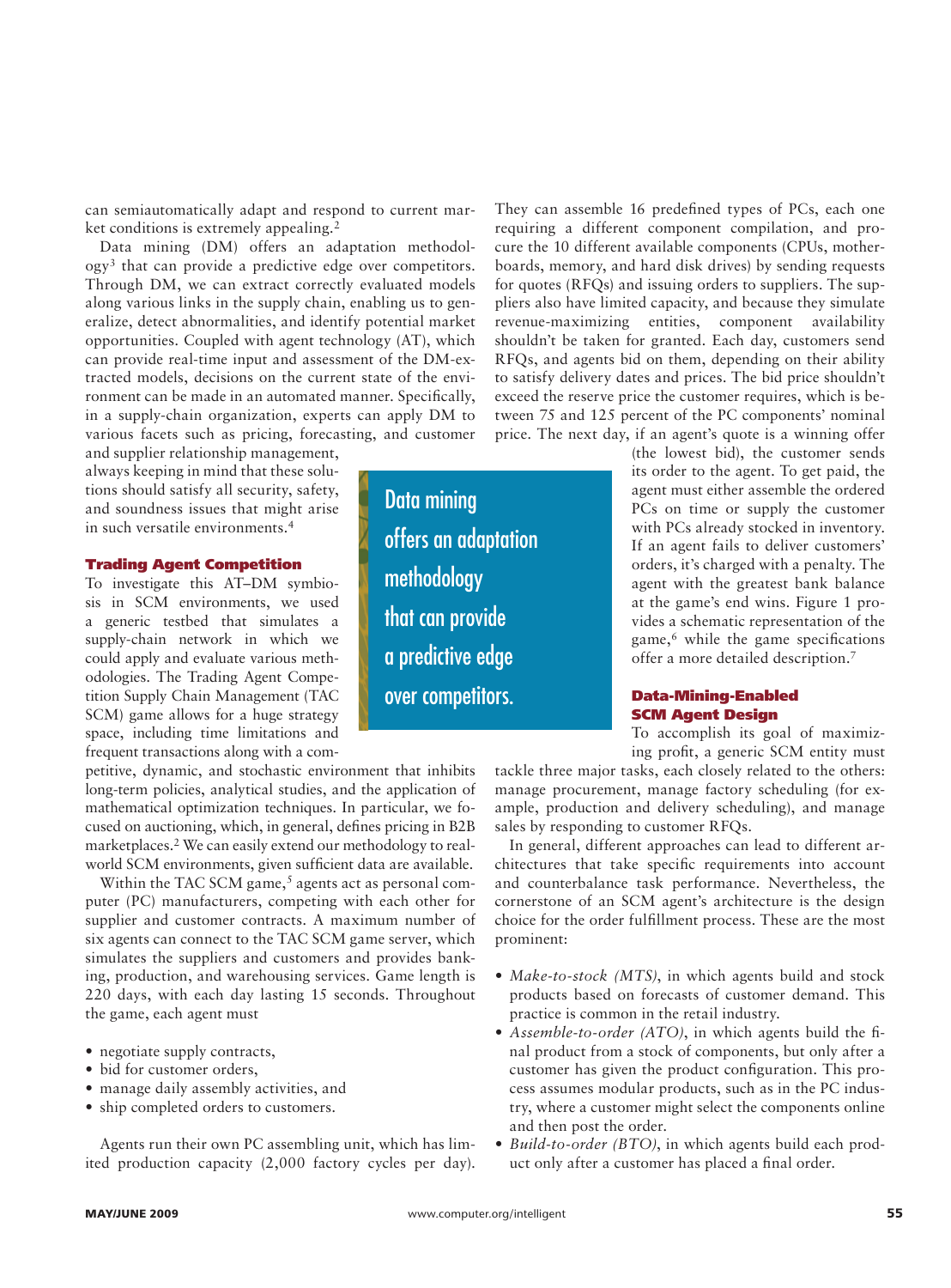can semiautomatically adapt and respond to current market conditions is extremely appealing.[2]

Data mining (DM) offers an adaptation methodology[3] that can provide a predictive edge over competitors. Through DM, we can extract correctly evaluated models along various links in the supply chain, enabling us to generalize, detect abnormalities, and identify potential market opportunities. Coupled with agent technology (AT), which can provide real-time input and assessment of the DM-extracted models, decisions on the current state of the environment can be made in an automated manner. Specifically, in a supply-chain organization, experts can apply DM to various facets such as pricing, forecasting, and customer and supplier relationship management, always keeping in mind that these solutions should satisfy all security, safety, and soundness issues that might arise in such versatile environments.[4]

> Data mining offers an adaptation methodology that can provide a predictive edge over competitors.

## Trading Agent Competition

To investigate this AT–DM symbiosis in SCM environments, we used a generic testbed that simulates a supply-chain network in which we could apply and evaluate various methodologies. The Trading Agent Competition Supply Chain Management (TAC SCM) game allows for a huge strategy space, including time limitations and frequent transactions along with a competitive, dynamic, and stochastic environment that inhibits long-term policies, analytical studies, and the application of mathematical optimization techniques. In particular, we focused on auctioning, which, in general, defines pricing in B2B marketplaces.[2] We can easily extend our methodology to real-world SCM environments, given sufficient data are available.

Within the TAC SCM game,[5] agents act as personal computer (PC) manufacturers, competing with each other for supplier and customer contracts. A maximum number of six agents can connect to the TAC SCM game server, which simulates the suppliers and customers and provides banking, production, and warehousing services. Game length is 220 days, with each day lasting 15 seconds. Throughout the game, each agent must

- negotiate supply contracts,
- bid for customer orders,
- manage daily assembly activities, and
- ship completed orders to customers.

Agents run their own PC assembling unit, which has limited production capacity (2,000 factory cycles per day). They can assemble 16 predefined types of PCs, each one requiring a different component compilation, and procure the 10 different available components (CPUs, motherboards, memory, and hard disk drives) by sending requests for quotes (RFQs) and issuing orders to suppliers. The suppliers also have limited capacity, and because they simulate revenue-maximizing entities, component availability shouldn't be taken for granted. Each day, customers send RFQs, and agents bid on them, depending on their ability to satisfy delivery dates and prices. The bid price shouldn't exceed the reserve price the customer requires, which is between 75 and 125 percent of the PC components' nominal price. The next day, if an agent's quote is a winning offer (the lowest bid), the customer sends its order to the agent. To get paid, the agent must either assemble the ordered PCs on time or supply the customer with PCs already stocked in inventory. If an agent fails to deliver customers' orders, it's charged with a penalty. The agent with the greatest bank balance at the game's end wins. Figure 1 provides a schematic representation of the game,[6] while the game specifications offer a more detailed description.[7]

## Data-Mining-Enabled SCM Agent Design

To accomplish its goal of maximizing profit, a generic SCM entity must tackle three major tasks, each closely related to the others: manage procurement, manage factory scheduling (for example, production and delivery scheduling), and manage sales by responding to customer RFQs.

In general, different approaches can lead to different architectures that take specific requirements into account and counterbalance task performance. Nevertheless, the cornerstone of an SCM agent's architecture is the design choice for the order fulfillment process. These are the most prominent:

- *Make-to-stock (MTS)*, in which agents build and stock products based on forecasts of customer demand. This practice is common in the retail industry.
- *Assemble-to-order (ATO)*, in which agents build the final product from a stock of components, but only after a customer has given the product configuration. This process assumes modular products, such as in the PC industry, where a customer might select the components online and then post the order.
- *Build-to-order (BTO)*, in which agents build each product only after a customer has placed a final order.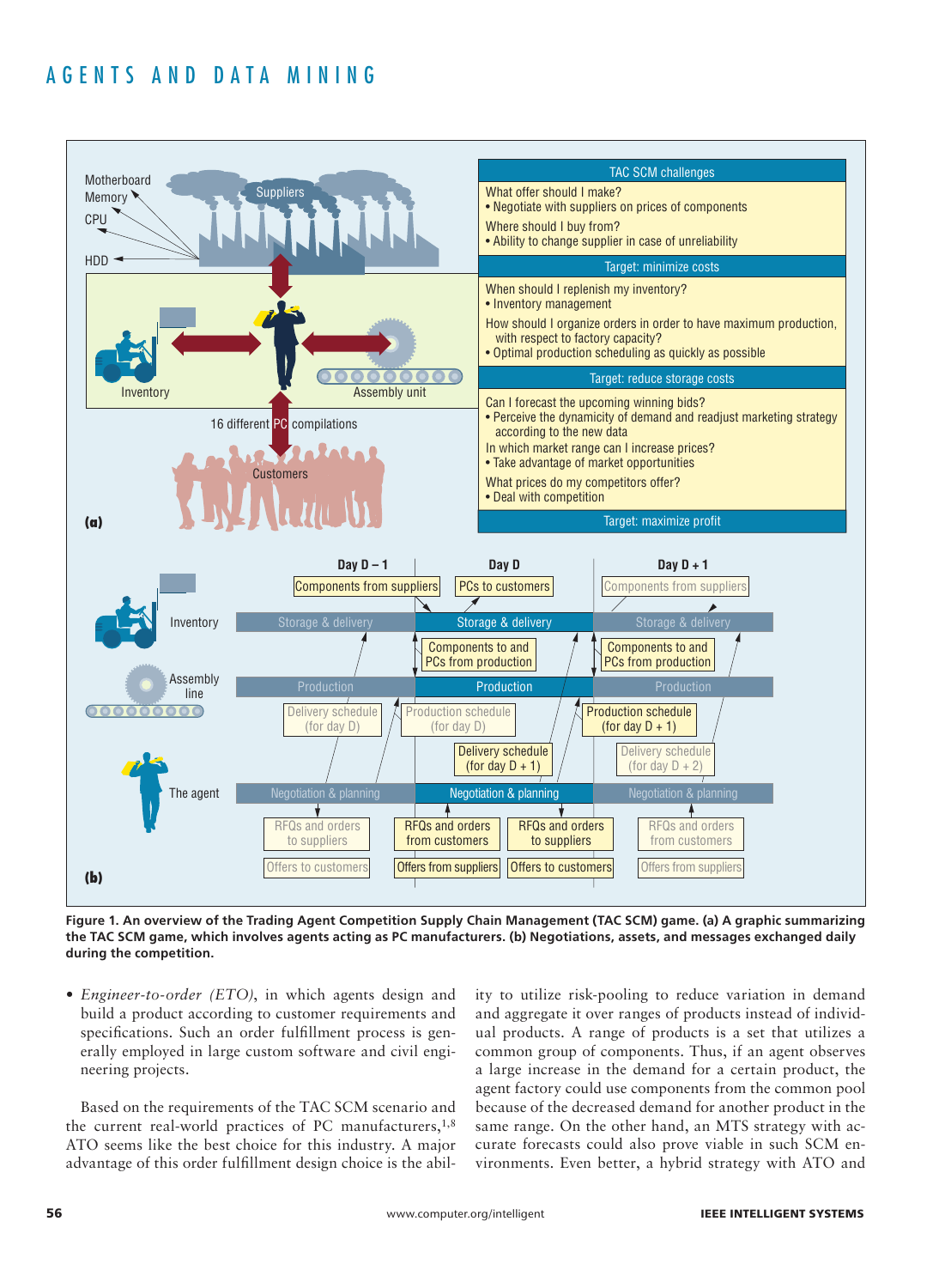**Figure 1. An overview of the Trading Agent Competition Supply Chain Management (TAC SCM) game. (a) A graphic summarizing the TAC SCM game, which involves agents acting as PC manufacturers. (b) Negotiations, assets, and messages exchanged daily during the competition.**

- *Engineer-to-order (ETO)*, in which agents design and build a product according to customer requirements and specifications. Such an order fulfillment process is generally employed in large custom software and civil engineering projects.

Based on the requirements of the TAC SCM scenario and the current real-world practices of PC manufacturers,[1,8] ATO seems like the best choice for this industry. A major advantage of this order fulfillment design choice is the ability to utilize risk-pooling to reduce variation in demand and aggregate it over ranges of products instead of individual products. A range of products is a set that utilizes a common group of components. Thus, if an agent observes a large increase in the demand for a certain product, the agent factory could use components from the common pool because of the decreased demand for another product in the same range. On the other hand, an MTS strategy with accurate forecasts could also prove viable in such SCM environments. Even better, a hybrid strategy with ATO and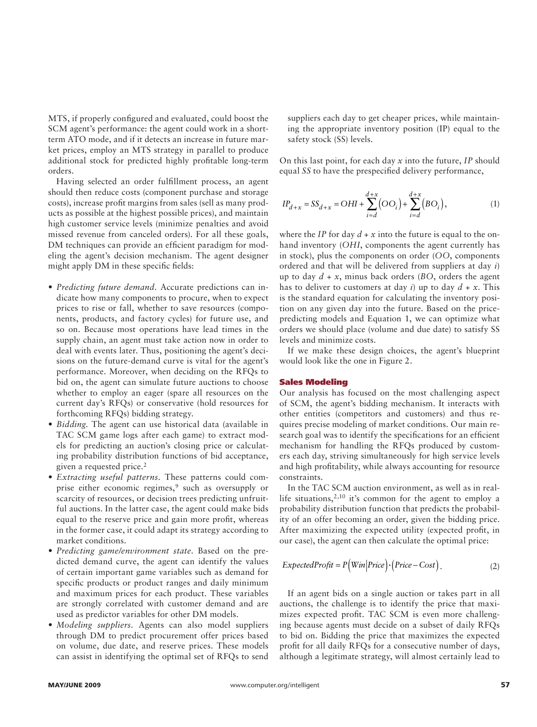MTS, if properly configured and evaluated, could boost the SCM agent's performance: the agent could work in a short-term ATO mode, and if it detects an increase in future market prices, employ an MTS strategy in parallel to produce additional stock for predicted highly profitable long-term orders.

Having selected an order fulfillment process, an agent should then reduce costs (component purchase and storage costs), increase profit margins from sales (sell as many products as possible at the highest possible prices), and maintain high customer service levels (minimize penalties and avoid missed revenue from canceled orders). For all these goals, DM techniques can provide an efficient paradigm for modeling the agent's decision mechanism. The agent designer might apply DM in these specific fields:

- *Predicting future demand.* Accurate predictions can indicate how many components to procure, when to expect prices to rise or fall, whether to save resources (components, products, and factory cycles) for future use, and so on. Because most operations have lead times in the supply chain, an agent must take action now in order to deal with events later. Thus, positioning the agent's decisions on the future-demand curve is vital for the agent's performance. Moreover, when deciding on the RFQs to bid on, the agent can simulate future auctions to choose whether to employ an eager (spare all resources on the current day's RFQs) or conservative (hold resources for forthcoming RFQs) bidding strategy.
- *Bidding.* The agent can use historical data (available in TAC SCM game logs after each game) to extract models for predicting an auction's closing price or calculating probability distribution functions of bid acceptance, given a requested price.[2]
- *Extracting useful patterns.* These patterns could comprise either economic regimes,[9] such as oversupply or scarcity of resources, or decision trees predicting unfruitful auctions. In the latter case, the agent could make bids equal to the reserve price and gain more profit, whereas in the former case, it could adapt its strategy according to market conditions.
- *Predicting game/environment state.* Based on the predicted demand curve, the agent can identify the values of certain important game variables such as demand for specific products or product ranges and daily minimum and maximum prices for each product. These variables are strongly correlated with customer demand and are used as predictor variables for other DM models.
- *Modeling suppliers.* Agents can also model suppliers through DM to predict procurement offer prices based on volume, due date, and reserve prices. These models can assist in identifying the optimal set of RFQs to send suppliers each day to get cheaper prices, while maintaining the appropriate inventory position (IP) equal to the safety stock (SS) levels.

On this last point, for each day $x$ into the future, $IP$ should equal $SS$ to have the prespecified delivery performance,

$$IP_{d+x} = SS_{d+x} = OHI + \sum_{i=d}^{d+x}\left(OO_i\right) + \sum_{i=d}^{d+x}\left(BO_i\right), \tag{1}$$

where the $IP$ for day $d + x$ into the future is equal to the on-hand inventory ($OHI$, components the agent currently has in stock), plus the components on order ($OO$, components ordered and that will be delivered from suppliers at day $i$) up to day $d + x$, minus back orders ($BO$, orders the agent has to deliver to customers at day $i$) up to day $d + x$. This is the standard equation for calculating the inventory position on any given day into the future. Based on the price-predicting models and Equation 1, we can optimize what orders we should place (volume and due date) to satisfy SS levels and minimize costs.

If we make these design choices, the agent's blueprint would look like the one in Figure 2.

## Sales Modeling

Our analysis has focused on the most challenging aspect of SCM, the agent's bidding mechanism. It interacts with other entities (competitors and customers) and thus requires precise modeling of market conditions. Our main research goal was to identify the specifications for an efficient mechanism for handling the RFQs produced by customers each day, striving simultaneously for high service levels and high profitability, while always accounting for resource constraints.

In the TAC SCM auction environment, as well as in real-life situations,[2,10] it's common for the agent to employ a probability distribution function that predicts the probability of an offer becoming an order, given the bidding price. After maximizing the expected utility (expected profit, in our case), the agent can then calculate the optimal price:

$$ExpectedProfit = P\left(Win \middle| Price\right) \cdot \left(Price - Cost\right). \tag{2}$$

If an agent bids on a single auction or takes part in all auctions, the challenge is to identify the price that maximizes expected profit. TAC SCM is even more challenging because agents must decide on a subset of daily RFQs to bid on. Bidding the price that maximizes the expected profit for all daily RFQs for a consecutive number of days, although a legitimate strategy, will almost certainly lead to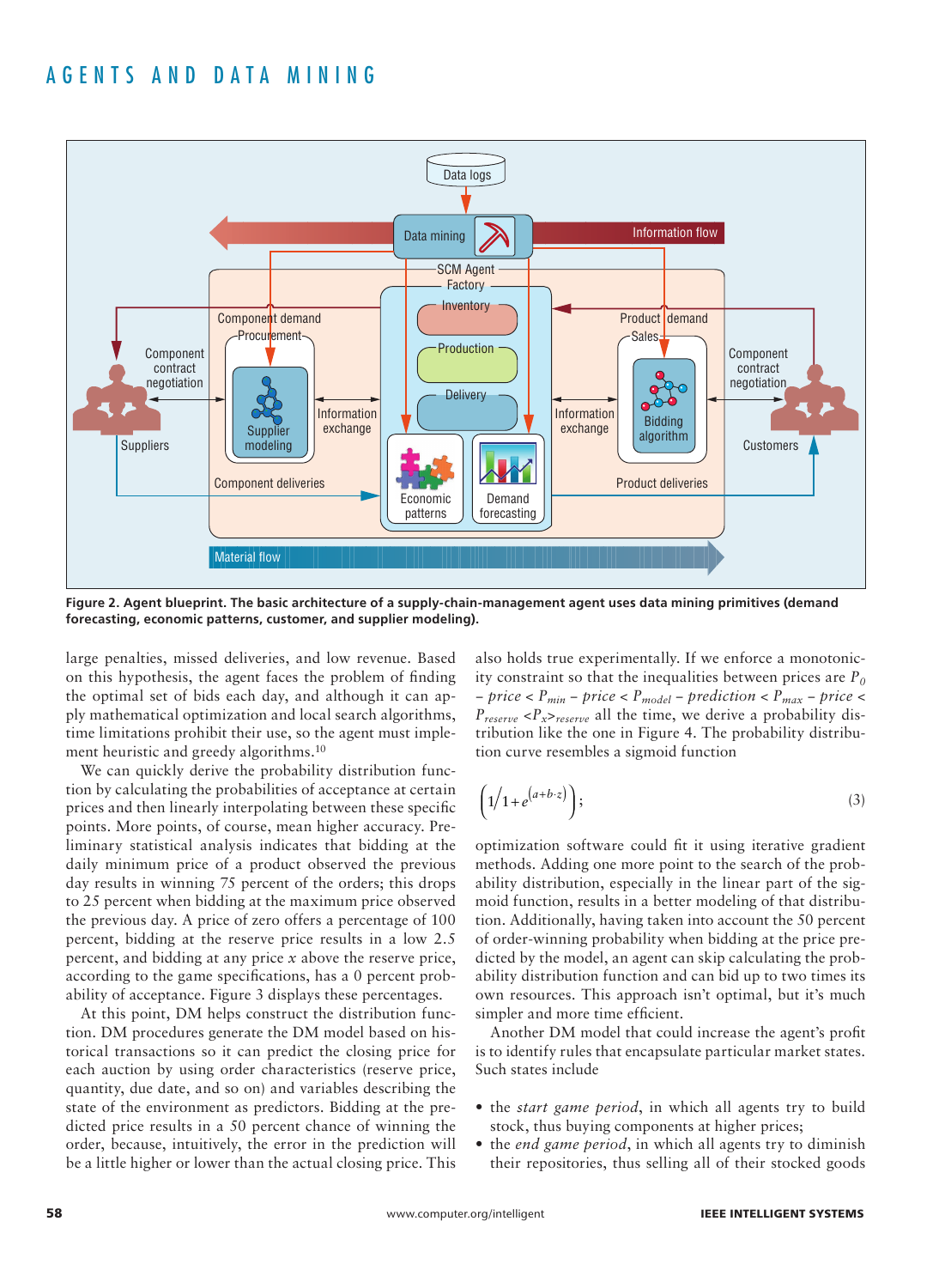Figure 2. Agent blueprint. The basic architecture of a supply-chain-management agent uses data mining primitives (demand forecasting, economic patterns, customer, and supplier modeling).

large penalties, missed deliveries, and low revenue. Based on this hypothesis, the agent faces the problem of finding the optimal set of bids each day, and although it can apply mathematical optimization and local search algorithms, time limitations prohibit their use, so the agent must implement heuristic and greedy algorithms.[10]

We can quickly derive the probability distribution function by calculating the probabilities of acceptance at certain prices and then linearly interpolating between these specific points. More points, of course, mean higher accuracy. Preliminary statistical analysis indicates that bidding at the daily minimum price of a product observed the previous day results in winning 75 percent of the orders; this drops to 25 percent when bidding at the maximum price observed the previous day. A price of zero offers a percentage of 100 percent, bidding at the reserve price results in a low 2.5 percent, and bidding at any price $x$ above the reserve price, according to the game specifications, has a 0 percent probability of acceptance. Figure 3 displays these percentages.

At this point, DM helps construct the distribution function. DM procedures generate the DM model based on historical transactions so it can predict the closing price for each auction by using order characteristics (reserve price, quantity, due date, and so on) and variables describing the state of the environment as predictors. Bidding at the predicted price results in a 50 percent chance of winning the order, because, intuitively, the error in the prediction will be a little higher or lower than the actual closing price. This also holds true experimentally. If we enforce a monotonicity constraint so that the inequalities between prices are $P_0 - price < P_{min} - price < P_{model} - prediction < P_{max} - price < P_{reserve} < P_{x > reserve}$ all the time, we derive a probability distribution like the one in Figure 4. The probability distribution curve resembles a sigmoid function

$$\left(1/1+e^{(a+b\cdot z)}\right); \tag{3}$$

optimization software could fit it using iterative gradient methods. Adding one more point to the search of the probability distribution, especially in the linear part of the sigmoid function, results in a better modeling of that distribution. Additionally, having taken into account the 50 percent of order-winning probability when bidding at the price predicted by the model, an agent can skip calculating the probability distribution function and can bid up to two times its own resources. This approach isn't optimal, but it's much simpler and more time efficient.

Another DM model that could increase the agent's profit is to identify rules that encapsulate particular market states. Such states include

- the *start game period*, in which all agents try to build stock, thus buying components at higher prices;
- the *end game period*, in which all agents try to diminish their repositories, thus selling all of their stocked goods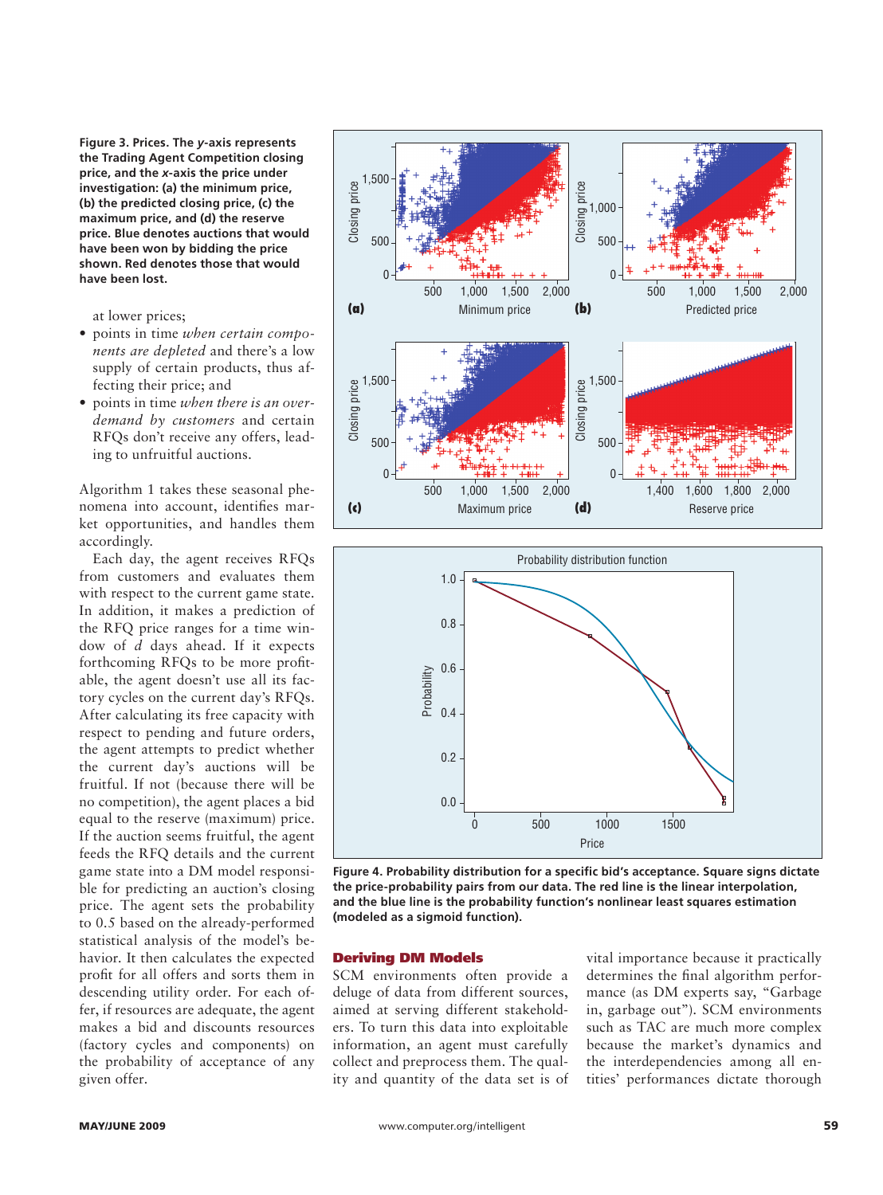**Figure 3. Prices. The *y*-axis represents the Trading Agent Competition closing price, and the *x*-axis the price under investigation: (a) the minimum price, (b) the predicted closing price, (c) the maximum price, and (d) the reserve price. Blue denotes auctions that would have been won by bidding the price shown. Red denotes those that would have been lost.**

Closing price
1,500
500
0
500 1,000 1,500 2,000
(a) Minimum price

Closing price
1,000
500
0
500 1,000 1,500 2,000
(b) Predicted price

Closing price
1,500
500
0
500 1,000 1,500 2,000
(c) Maximum price

Closing price
1,500
500
0
1,400 1,600 1,800 2,000
(d) Reserve price

Probability distribution function
Probability
1.0
0.8
0.6
0.4
0.2
0.0
0 500 1000 1500
Price

**Figure 4. Probability distribution for a specific bid's acceptance. Square signs dictate the price-probability pairs from our data. The red line is the linear interpolation, and the blue line is the probability function's nonlinear least squares estimation (modeled as a sigmoid function).**

at lower prices;

- points in time *when certain components are depleted* and there's a low supply of certain products, thus affecting their price; and
- points in time *when there is an overdemand by customers* and certain RFQs don't receive any offers, leading to unfruitful auctions.

Algorithm 1 takes these seasonal phenomena into account, identifies market opportunities, and handles them accordingly.

Each day, the agent receives RFQs from customers and evaluates them with respect to the current game state. In addition, it makes a prediction of the RFQ price ranges for a time window of *d* days ahead. If it expects forthcoming RFQs to be more profitable, the agent doesn't use all its factory cycles on the current day's RFQs. After calculating its free capacity with respect to pending and future orders, the agent attempts to predict whether the current day's auctions will be fruitful. If not (because there will be no competition), the agent places a bid equal to the reserve (maximum) price. If the auction seems fruitful, the agent feeds the RFQ details and the current game state into a DM model responsible for predicting an auction's closing price. The agent sets the probability to 0.5 based on the already-performed statistical analysis of the model's behavior. It then calculates the expected profit for all offers and sorts them in descending utility order. For each offer, if resources are adequate, the agent makes a bid and discounts resources (factory cycles and components) on the probability of acceptance of any given offer.

## Deriving DM Models

SCM environments often provide a deluge of data from different sources, aimed at serving different stakeholders. To turn this data into exploitable information, an agent must carefully collect and preprocess them. The quality and quantity of the data set is of vital importance because it practically determines the final algorithm performance (as DM experts say, "Garbage in, garbage out"). SCM environments such as TAC are much more complex because the market's dynamics and the interdependencies among all entities' performances dictate thorough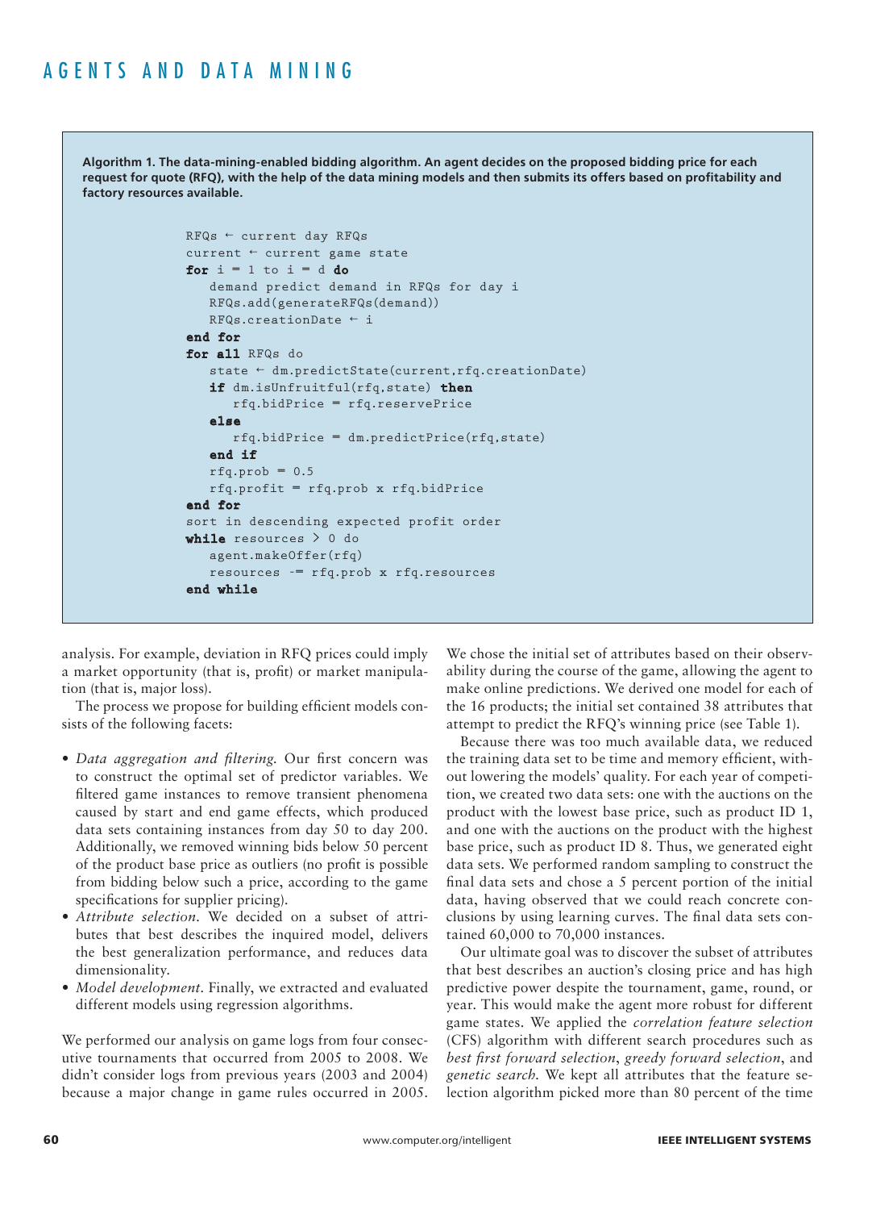**Algorithm 1. The data-mining-enabled bidding algorithm. An agent decides on the proposed bidding price for each request for quote (RFQ), with the help of the data mining models and then submits its offers based on profitability and factory resources available.**

```
RFQs ← current day RFQs
current ← current game state
for i = 1 to i = d do
   demand predict demand in RFQs for day i
   RFQs.add(generateRFQs(demand))
   RFQs.creationDate ← i
end for
for all RFQs do
   state ← dm.predictState(current,rfq.creationDate)
   if dm.isUnfruitful(rfq,state) then
      rfq.bidPrice = rfq.reservePrice
   else
      rfq.bidPrice = dm.predictPrice(rfq,state)
   end if
   rfq.prob = 0.5
   rfq.profit = rfq.prob x rfq.bidPrice
end for
sort in descending expected profit order
while resources > 0 do
   agent.makeOffer(rfq)
   resources -= rfq.prob x rfq.resources
end while
```

analysis. For example, deviation in RFQ prices could imply a market opportunity (that is, profit) or market manipulation (that is, major loss).

The process we propose for building efficient models consists of the following facets:

- *Data aggregation and filtering.* Our first concern was to construct the optimal set of predictor variables. We filtered game instances to remove transient phenomena caused by start and end game effects, which produced data sets containing instances from day 50 to day 200. Additionally, we removed winning bids below 50 percent of the product base price as outliers (no profit is possible from bidding below such a price, according to the game specifications for supplier pricing).
- *Attribute selection.* We decided on a subset of attributes that best describes the inquired model, delivers the best generalization performance, and reduces data dimensionality.
- *Model development.* Finally, we extracted and evaluated different models using regression algorithms.

We performed our analysis on game logs from four consecutive tournaments that occurred from 2005 to 2008. We didn't consider logs from previous years (2003 and 2004) because a major change in game rules occurred in 2005. We chose the initial set of attributes based on their observability during the course of the game, allowing the agent to make online predictions. We derived one model for each of the 16 products; the initial set contained 38 attributes that attempt to predict the RFQ's winning price (see Table 1).

Because there was too much available data, we reduced the training data set to be time and memory efficient, without lowering the models' quality. For each year of competition, we created two data sets: one with the auctions on the product with the lowest base price, such as product ID 1, and one with the auctions on the product with the highest base price, such as product ID 8. Thus, we generated eight data sets. We performed random sampling to construct the final data sets and chose a 5 percent portion of the initial data, having observed that we could reach concrete conclusions by using learning curves. The final data sets contained 60,000 to 70,000 instances.

Our ultimate goal was to discover the subset of attributes that best describes an auction's closing price and has high predictive power despite the tournament, game, round, or year. This would make the agent more robust for different game states. We applied the *correlation feature selection* (CFS) algorithm with different search procedures such as *best first forward selection*, *greedy forward selection*, and *genetic search.* We kept all attributes that the feature selection algorithm picked more than 80 percent of the time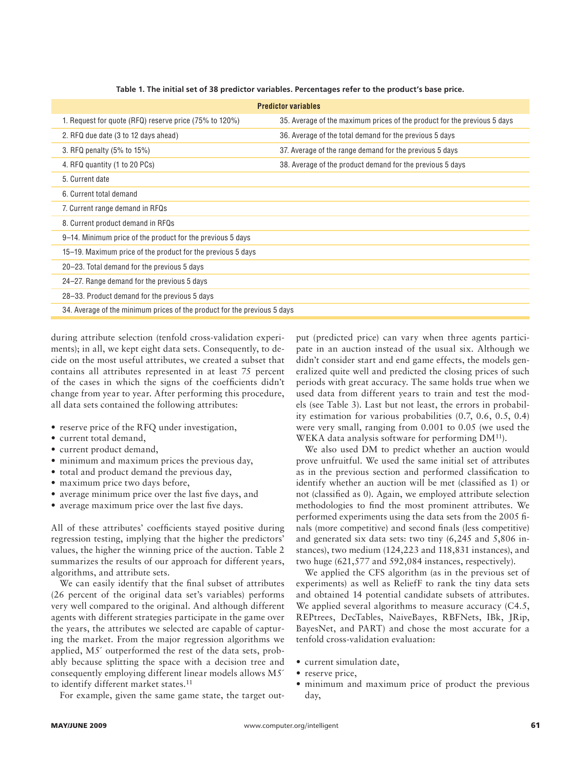Table 1. The initial set of 38 predictor variables. Percentages refer to the product's base price.

| Predictor variables | |
|---|---|
| 1. Request for quote (RFQ) reserve price (75% to 120%) | 35. Average of the maximum prices of the product for the previous 5 days |
| 2. RFQ due date (3 to 12 days ahead) | 36. Average of the total demand for the previous 5 days |
| 3. RFQ penalty (5% to 15%) | 37. Average of the range demand for the previous 5 days |
| 4. RFQ quantity (1 to 20 PCs) | 38. Average of the product demand for the previous 5 days |
| 5. Current date | |
| 6. Current total demand | |
| 7. Current range demand in RFQs | |
| 8. Current product demand in RFQs | |
| 9–14. Minimum price of the product for the previous 5 days | |
| 15–19. Maximum price of the product for the previous 5 days | |
| 20–23. Total demand for the previous 5 days | |
| 24–27. Range demand for the previous 5 days | |
| 28–33. Product demand for the previous 5 days | |
| 34. Average of the minimum prices of the product for the previous 5 days | |

during attribute selection (tenfold cross-validation experiments); in all, we kept eight data sets. Consequently, to decide on the most useful attributes, we created a subset that contains all attributes represented in at least 75 percent of the cases in which the signs of the coefficients didn't change from year to year. After performing this procedure, all data sets contained the following attributes:

- reserve price of the RFQ under investigation,
- current total demand,
- current product demand,
- minimum and maximum prices the previous day,
- total and product demand the previous day,
- maximum price two days before,
- average minimum price over the last five days, and
- average maximum price over the last five days.

All of these attributes' coefficients stayed positive during regression testing, implying that the higher the predictors' values, the higher the winning price of the auction. Table 2 summarizes the results of our approach for different years, algorithms, and attribute sets.

We can easily identify that the final subset of attributes (26 percent of the original data set's variables) performs very well compared to the original. And although different agents with different strategies participate in the game over the years, the attributes we selected are capable of capturing the market. From the major regression algorithms we applied, M5´ outperformed the rest of the data sets, probably because splitting the space with a decision tree and consequently employing different linear models allows M5´ to identify different market states.[11]

For example, given the same game state, the target output (predicted price) can vary when three agents participate in an auction instead of the usual six. Although we didn't consider start and end game effects, the models generalized quite well and predicted the closing prices of such periods with great accuracy. The same holds true when we used data from different years to train and test the models (see Table 3). Last but not least, the errors in probability estimation for various probabilities (0.7, 0.6, 0.5, 0.4) were very small, ranging from 0.001 to 0.05 (we used the WEKA data analysis software for performing DM[11]).

We also used DM to predict whether an auction would prove unfruitful. We used the same initial set of attributes as in the previous section and performed classification to identify whether an auction will be met (classified as 1) or not (classified as 0). Again, we employed attribute selection methodologies to find the most prominent attributes. We performed experiments using the data sets from the 2005 finals (more competitive) and second finals (less competitive) and generated six data sets: two tiny (6,245 and 5,806 instances), two medium (124,223 and 118,831 instances), and two huge (621,577 and 592,084 instances, respectively).

We applied the CFS algorithm (as in the previous set of experiments) as well as ReliefF to rank the tiny data sets and obtained 14 potential candidate subsets of attributes. We applied several algorithms to measure accuracy (C4.5, REPtrees, DecTables, NaiveBayes, RBFNets, IBk, JRip, BayesNet, and PART) and chose the most accurate for a tenfold cross-validation evaluation:

- current simulation date,
- reserve price,
- minimum and maximum price of product the previous day,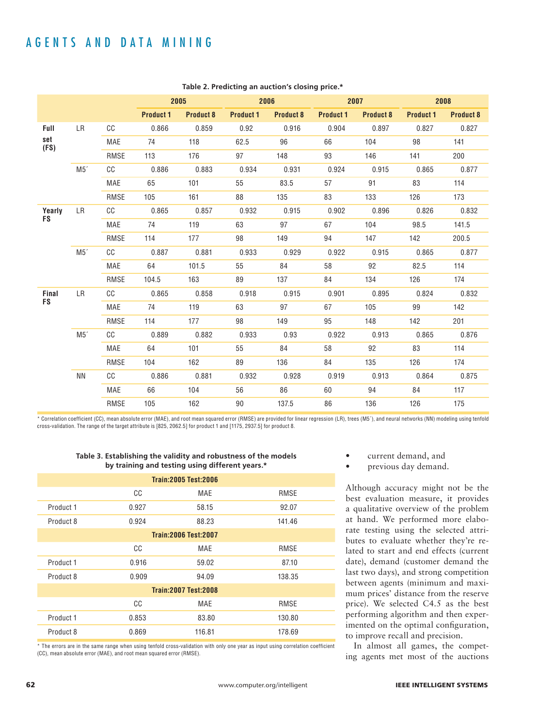**Table 2. Predicting an auction's closing price.***

| | | | 2005 | | 2006 | | 2007 | | 2008 | |
|---|---|---|---|---|---|---|---|---|---|---|
| | | | Product 1 | Product 8 | Product 1 | Product 8 | Product 1 | Product 8 | Product 1 | Product 8 |
| Full set (FS) | LR | CC | 0.866 | 0.859 | 0.92 | 0.916 | 0.904 | 0.897 | 0.827 | 0.827 |
| | | MAE | 74 | 118 | 62.5 | 96 | 66 | 104 | 98 | 141 |
| | | RMSE | 113 | 176 | 97 | 148 | 93 | 146 | 141 | 200 |
| | M5´ | CC | 0.886 | 0.883 | 0.934 | 0.931 | 0.924 | 0.915 | 0.865 | 0.877 |
| | | MAE | 65 | 101 | 55 | 83.5 | 57 | 91 | 83 | 114 |
| | | RMSE | 105 | 161 | 88 | 135 | 83 | 133 | 126 | 173 |
| Yearly FS | LR | CC | 0.865 | 0.857 | 0.932 | 0.915 | 0.902 | 0.896 | 0.826 | 0.832 |
| | | MAE | 74 | 119 | 63 | 97 | 67 | 104 | 98.5 | 141.5 |
| | | RMSE | 114 | 177 | 98 | 149 | 94 | 147 | 142 | 200.5 |
| | M5´ | CC | 0.887 | 0.881 | 0.933 | 0.929 | 0.922 | 0.915 | 0.865 | 0.877 |
| | | MAE | 64 | 101.5 | 55 | 84 | 58 | 92 | 82.5 | 114 |
| | | RMSE | 104.5 | 163 | 89 | 137 | 84 | 134 | 126 | 174 |
| Final FS | LR | CC | 0.865 | 0.858 | 0.918 | 0.915 | 0.901 | 0.895 | 0.824 | 0.832 |
| | | MAE | 74 | 119 | 63 | 97 | 67 | 105 | 99 | 142 |
| | | RMSE | 114 | 177 | 98 | 149 | 95 | 148 | 142 | 201 |
| | M5´ | CC | 0.889 | 0.882 | 0.933 | 0.93 | 0.922 | 0.913 | 0.865 | 0.876 |
| | | MAE | 64 | 101 | 55 | 84 | 58 | 92 | 83 | 114 |
| | | RMSE | 104 | 162 | 89 | 136 | 84 | 135 | 126 | 174 |
| | NN | CC | 0.886 | 0.881 | 0.932 | 0.928 | 0.919 | 0.913 | 0.864 | 0.875 |
| | | MAE | 66 | 104 | 56 | 86 | 60 | 94 | 84 | 117 |
| | | RMSE | 105 | 162 | 90 | 137.5 | 86 | 136 | 126 | 175 |

* Correlation coefficient (CC), mean absolute error (MAE), and root mean squared error (RMSE) are provided for linear regression (LR), trees (M5´), and neural networks (NN) modeling using tenfold cross-validation. The range of the target attribute is [825, 2062.5] for product 1 and [1175, 2937.5] for product 8.

**Table 3. Establishing the validity and robustness of the models by training and testing using different years.***

| Train:2005 Test:2006 | | | |
|---|---|---|---|
| | CC | MAE | RMSE |
| Product 1 | 0.927 | 58.15 | 92.07 |
| Product 8 | 0.924 | 88.23 | 141.46 |
| **Train:2006 Test:2007** | | | |
| | CC | MAE | RMSE |
| Product 1 | 0.916 | 59.02 | 87.10 |
| Product 8 | 0.909 | 94.09 | 138.35 |
| **Train:2007 Test:2008** | | | |
| | CC | MAE | RMSE |
| Product 1 | 0.853 | 83.80 | 130.80 |
| Product 8 | 0.869 | 116.81 | 178.69 |

* The errors are in the same range when using tenfold cross-validation with only one year as input using correlation coefficient (CC), mean absolute error (MAE), and root mean squared error (RMSE).

- current demand, and
- previous day demand.

Although accuracy might not be the best evaluation measure, it provides a qualitative overview of the problem at hand. We performed more elaborate testing using the selected attributes to evaluate whether they're related to start and end effects (current date), demand (customer demand the last two days), and strong competition between agents (minimum and maximum prices' distance from the reserve price). We selected C4.5 as the best performing algorithm and then experimented on the optimal configuration, to improve recall and precision.

In almost all games, the competing agents met most of the auctions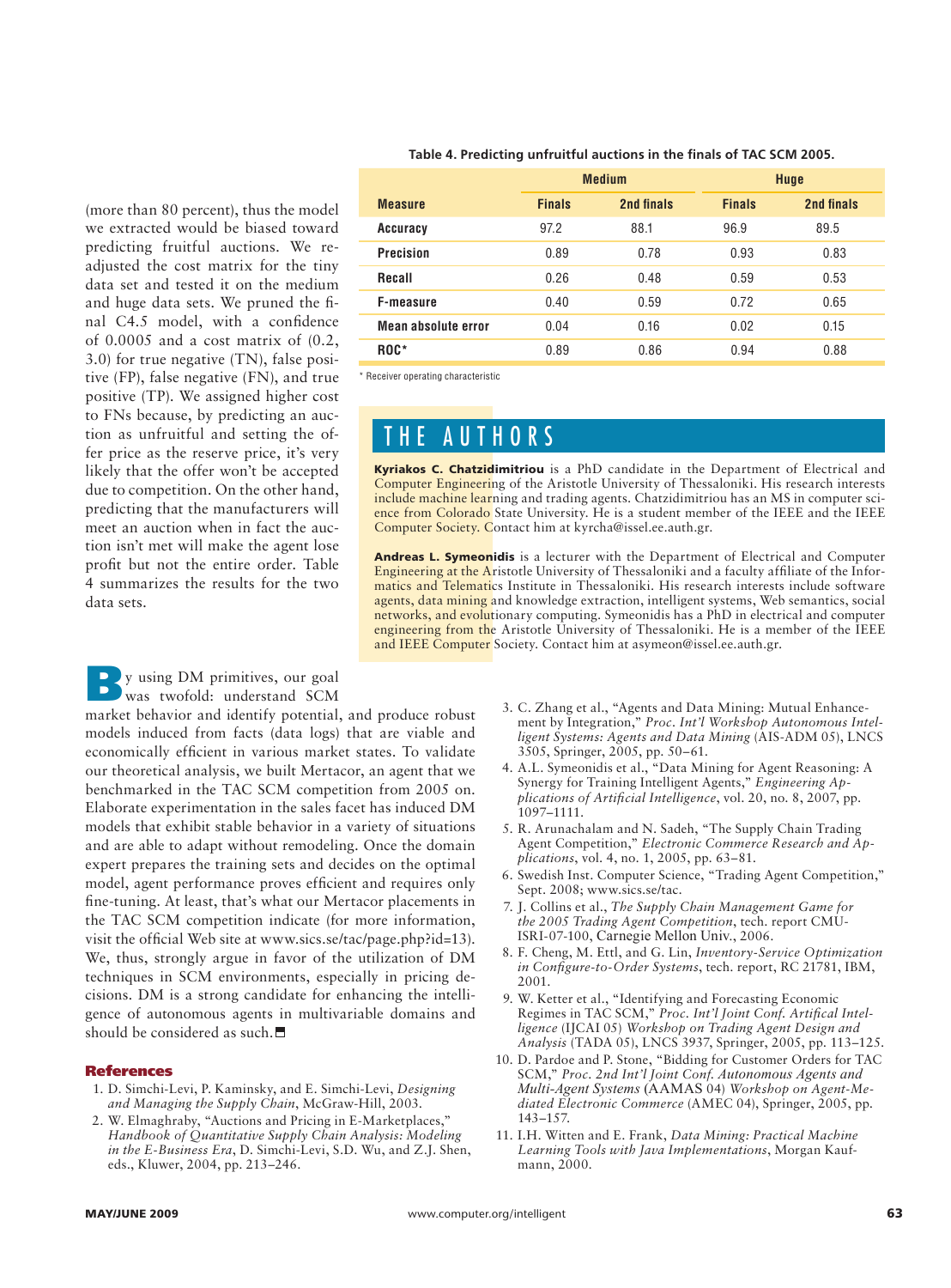(more than 80 percent), thus the model we extracted would be biased toward predicting fruitful auctions. We readjusted the cost matrix for the tiny data set and tested it on the medium and huge data sets. We pruned the final C4.5 model, with a confidence of 0.0005 and a cost matrix of (0.2, 3.0) for true negative (TN), false positive (FP), false negative (FN), and true positive (TP). We assigned higher cost to FNs because, by predicting an auction as unfruitful and setting the offer price as the reserve price, it's very likely that the offer won't be accepted due to competition. On the other hand, predicting that the manufacturers will meet an auction when in fact the auction isn't met will make the agent lose profit but not the entire order. Table 4 summarizes the results for the two data sets.

**Table 4. Predicting unfruitful auctions in the finals of TAC SCM 2005.**

| | Medium | | Huge | |
|---|---|---|---|---|
| **Measure** | **Finals** | **2nd finals** | **Finals** | **2nd finals** |
| **Accuracy** | 97.2 | 88.1 | 96.9 | 89.5 |
| **Precision** | 0.89 | 0.78 | 0.93 | 0.83 |
| **Recall** | 0.26 | 0.48 | 0.59 | 0.53 |
| **F-measure** | 0.40 | 0.59 | 0.72 | 0.65 |
| **Mean absolute error** | 0.04 | 0.16 | 0.02 | 0.15 |
| **ROC*** | 0.89 | 0.86 | 0.94 | 0.88 |

* Receiver operating characteristic

By using DM primitives, our goal was twofold: understand SCM market behavior and identify potential, and produce robust models induced from facts (data logs) that are viable and economically efficient in various market states. To validate our theoretical analysis, we built Mertacor, an agent that we benchmarked in the TAC SCM competition from 2005 on. Elaborate experimentation in the sales facet has induced DM models that exhibit stable behavior in a variety of situations and are able to adapt without remodeling. Once the domain expert prepares the training sets and decides on the optimal model, agent performance proves efficient and requires only fine-tuning. At least, that's what our Mertacor placements in the TAC SCM competition indicate (for more information, visit the official Web site at www.sics.se/tac/page.php?id=13). We, thus, strongly argue in favor of the utilization of DM techniques in SCM environments, especially in pricing decisions. DM is a strong candidate for enhancing the intelligence of autonomous agents in multivariable domains and should be considered as such.

## References

1. D. Simchi-Levi, P. Kaminsky, and E. Simchi-Levi, *Designing and Managing the Supply Chain*, McGraw-Hill, 2003.
2. W. Elmaghraby, "Auctions and Pricing in E-Marketplaces," *Handbook of Quantitative Supply Chain Analysis: Modeling in the E-Business Era*, D. Simchi-Levi, S.D. Wu, and Z.J. Shen, eds., Kluwer, 2004, pp. 213–246.
3. C. Zhang et al., "Agents and Data Mining: Mutual Enhancement by Integration," *Proc. Int'l Workshop Autonomous Intelligent Systems: Agents and Data Mining* (AIS-ADM 05), LNCS 3505, Springer, 2005, pp. 50–61.
4. A.L. Symeonidis et al., "Data Mining for Agent Reasoning: A Synergy for Training Intelligent Agents," *Engineering Applications of Artificial Intelligence*, vol. 20, no. 8, 2007, pp. 1097–1111.
5. R. Arunachalam and N. Sadeh, "The Supply Chain Trading Agent Competition," *Electronic Commerce Research and Applications*, vol. 4, no. 1, 2005, pp. 63–81.
6. Swedish Inst. Computer Science, "Trading Agent Competition," Sept. 2008; www.sics.se/tac.
7. J. Collins et al., *The Supply Chain Management Game for the 2005 Trading Agent Competition*, tech. report CMU-ISRI-07-100, Carnegie Mellon Univ., 2006.
8. F. Cheng, M. Ettl, and G. Lin, *Inventory-Service Optimization in Configure-to-Order Systems*, tech. report, RC 21781, IBM, 2001.
9. W. Ketter et al., "Identifying and Forecasting Economic Regimes in TAC SCM," *Proc. Int'l Joint Conf. Artifical Intelligence* (IJCAI 05) *Workshop on Trading Agent Design and Analysis* (TADA 05), LNCS 3937, Springer, 2005, pp. 113–125.
10. D. Pardoe and P. Stone, "Bidding for Customer Orders for TAC SCM," *Proc. 2nd Int'l Joint Conf. Autonomous Agents and Multi-Agent Systems* (AAMAS 04) *Workshop on Agent-Mediated Electronic Commerce* (AMEC 04), Springer, 2005, pp. 143–157.
11. I.H. Witten and E. Frank, *Data Mining: Practical Machine Learning Tools with Java Implementations*, Morgan Kaufmann, 2000.

## THE AUTHORS

**Kyriakos C. Chatzidimitriou** is a PhD candidate in the Department of Electrical and Computer Engineering of the Aristotle University of Thessaloniki. His research interests include machine learning and trading agents. Chatzidimitriou has an MS in computer science from Colorado State University. He is a student member of the IEEE and the IEEE Computer Society. Contact him at kyrcha@issel.ee.auth.gr.

**Andreas L. Symeonidis** is a lecturer with the Department of Electrical and Computer Engineering at the Aristotle University of Thessaloniki and a faculty affiliate of the Informatics and Telematics Institute in Thessaloniki. His research interests include software agents, data mining and knowledge extraction, intelligent systems, Web semantics, social networks, and evolutionary computing. Symeonidis has a PhD in electrical and computer engineering from the Aristotle University of Thessaloniki. He is a member of the IEEE and IEEE Computer Society. Contact him at asymeon@issel.ee.auth.gr.